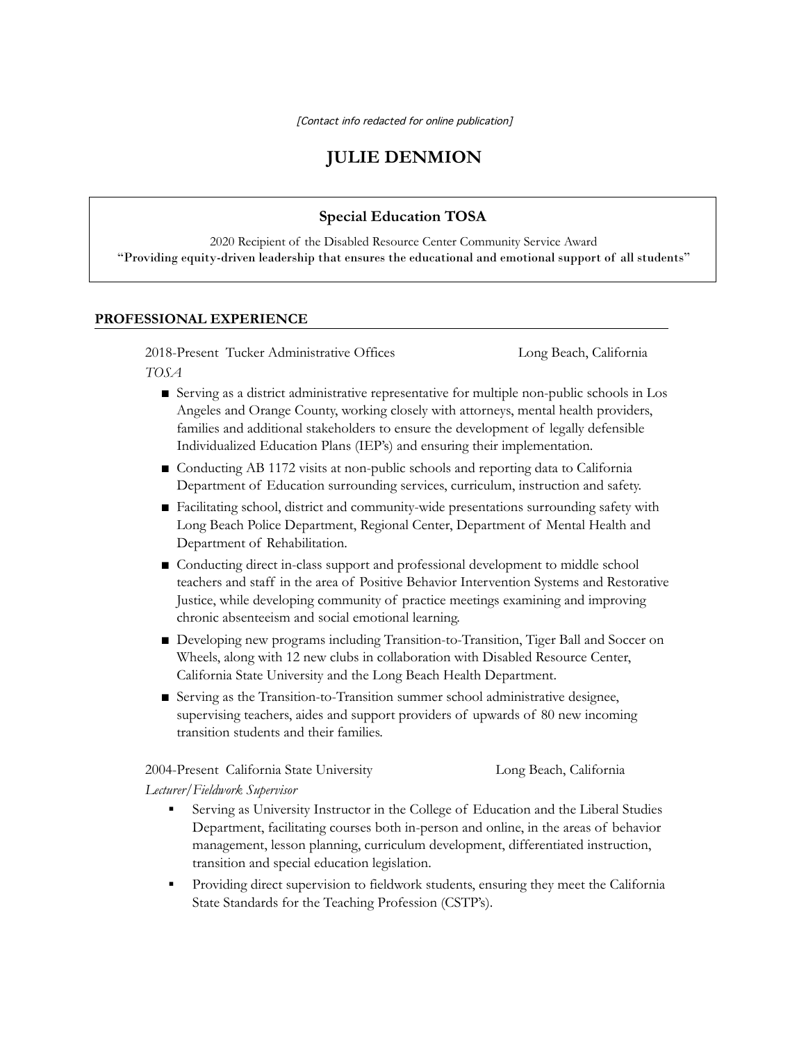*[Contact info redacted for online publication]*

# JULIE DENMION

**Special Education TOSA**

2020 Recipient of the Disabled Resource Center Community Service Award

**"Providing equity-driven leadership that ensures the educational and emotional support of all students"**

## PROFESSIONAL EXPERIENCE

2018-Present Tucker Administrative Offices — Long Beach, California

*TOSA*

- Serving as a district administrative representative for multiple non-public schools in Los Angeles and Orange County, working closely with attorneys, mental health providers, families and additional stakeholders to ensure the development of legally defensible Individualized Education Plans (IEP's) and ensuring their implementation.
- Conducting AB 1172 visits at non-public schools and reporting data to California Department of Education surrounding services, curriculum, instruction and safety.
- Facilitating school, district and community-wide presentations surrounding safety with Long Beach Police Department, Regional Center, Department of Mental Health and Department of Rehabilitation.
- Conducting direct in-class support and professional development to middle school teachers and staff in the area of Positive Behavior Intervention Systems and Restorative Justice, while developing community of practice meetings examining and improving chronic absenteeism and social emotional learning.
- Developing new programs including Transition-to-Transition, Tiger Ball and Soccer on Wheels, along with 12 new clubs in collaboration with Disabled Resource Center, California State University and the Long Beach Health Department.
- Serving as the Transition-to-Transition summer school administrative designee, supervising teachers, aides and support providers of upwards of 80 new incoming transition students and their families.

2004-Present California State University — Long Beach, California

*Lecturer/Fieldwork Supervisor*

- Serving as University Instructor in the College of Education and the Liberal Studies Department, facilitating courses both in-person and online, in the areas of behavior management, lesson planning, curriculum development, differentiated instruction, transition and special education legislation.
- Providing direct supervision to fieldwork students, ensuring they meet the California State Standards for the Teaching Profession (CSTP's).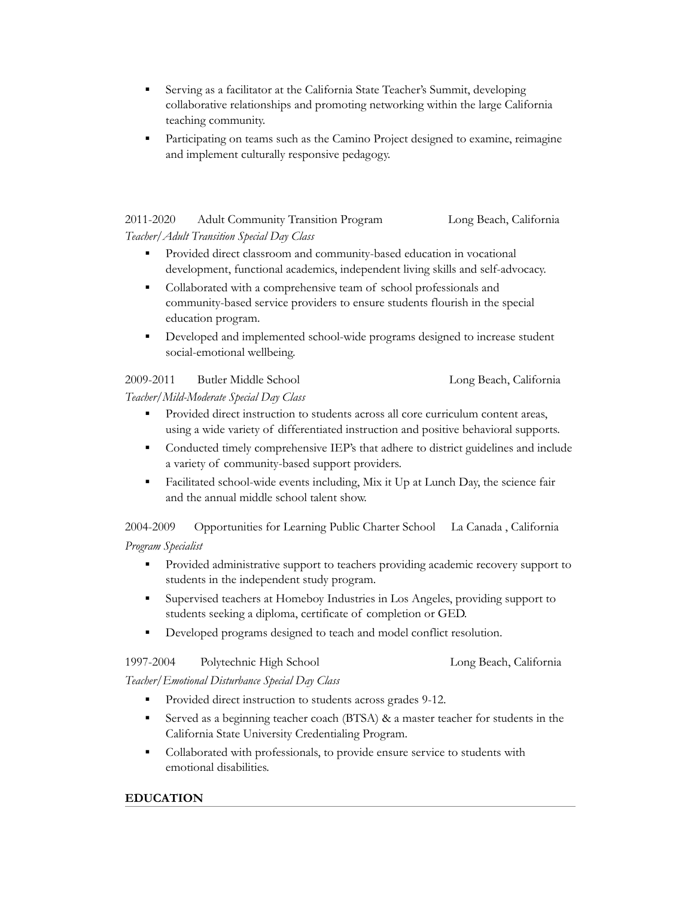- Serving as a facilitator at the California State Teacher's Summit, developing collaborative relationships and promoting networking within the large California teaching community.
- Participating on teams such as the Camino Project designed to examine, reimagine and implement culturally responsive pedagogy.

2011-2020 Adult Community Transition Program Long Beach, California
*Teacher/Adult Transition Special Day Class*

- Provided direct classroom and community-based education in vocational development, functional academics, independent living skills and self-advocacy.
- Collaborated with a comprehensive team of school professionals and community-based service providers to ensure students flourish in the special education program.
- Developed and implemented school-wide programs designed to increase student social-emotional wellbeing.

2009-2011 Butler Middle School Long Beach, California
*Teacher/Mild-Moderate Special Day Class*

- Provided direct instruction to students across all core curriculum content areas, using a wide variety of differentiated instruction and positive behavioral supports.
- Conducted timely comprehensive IEP's that adhere to district guidelines and include a variety of community-based support providers.
- Facilitated school-wide events including, Mix it Up at Lunch Day, the science fair and the annual middle school talent show.

2004-2009 Opportunities for Learning Public Charter School La Canada , California
*Program Specialist*

- Provided administrative support to teachers providing academic recovery support to students in the independent study program.
- Supervised teachers at Homeboy Industries in Los Angeles, providing support to students seeking a diploma, certificate of completion or GED.
- Developed programs designed to teach and model conflict resolution.

1997-2004 Polytechnic High School Long Beach, California
*Teacher/Emotional Disturbance Special Day Class*

- Provided direct instruction to students across grades 9-12.
- Served as a beginning teacher coach (BTSA) & a master teacher for students in the California State University Credentialing Program.
- Collaborated with professionals, to provide ensure service to students with emotional disabilities.

## EDUCATION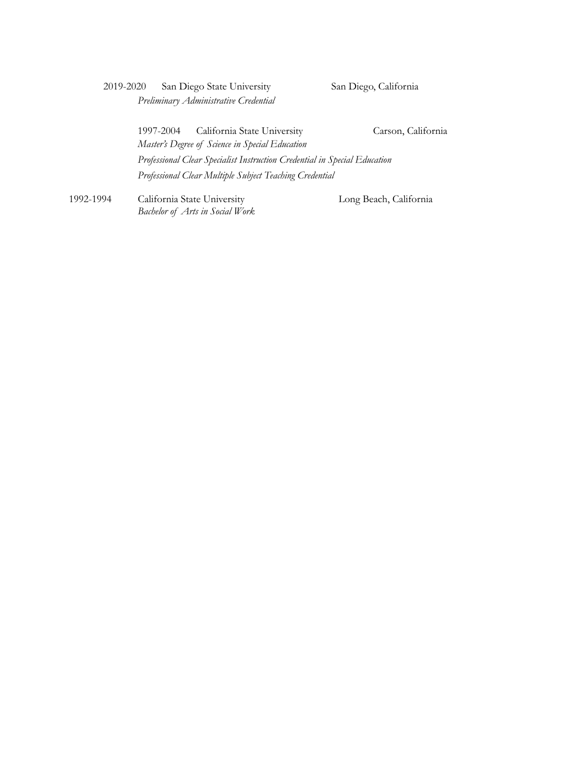2019-2020 San Diego State University San Diego, California
*Preliminary Administrative Credential*

1997-2004 California State University Carson, California
*Master's Degree of Science in Special Education*
*Professional Clear Specialist Instruction Credential in Special Education*
*Professional Clear Multiple Subject Teaching Credential*

1992-1994 California State University Long Beach, California
*Bachelor of Arts in Social Work*